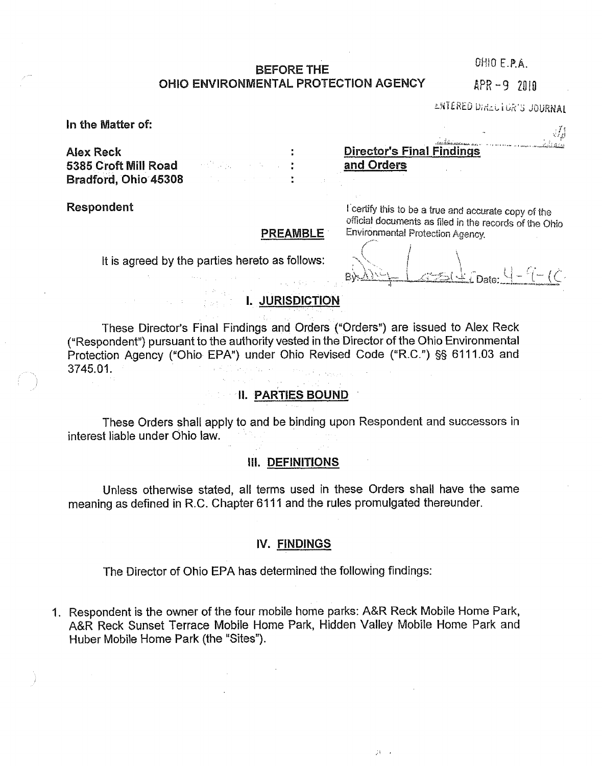OHIO E.P.A.

APR - 9 2010

ENTERED DIRECTOR'S JOURNAL

## BEFORE THE
## OHIO ENVIRONMENTAL PROTECTION AGENCY

**In the Matter of:**

**Alex Reck**
**5385 Croft Mill Road**
**Bradford, Ohio 45308**

**Respondent**

: **Director's Final Findings**
: **and Orders**
:

I certify this to be a true and accurate copy of the official documents as filed in the records of the Ohio Environmental Protection Agency.

By: [signature] Date: 4-9-10

### PREAMBLE

It is agreed by the parties hereto as follows:

### I. JURISDICTION

These Director's Final Findings and Orders ("Orders") are issued to Alex Reck ("Respondent") pursuant to the authority vested in the Director of the Ohio Environmental Protection Agency ("Ohio EPA") under Ohio Revised Code ("R.C.") §§ 6111.03 and 3745.01.

### II. PARTIES BOUND

These Orders shall apply to and be binding upon Respondent and successors in interest liable under Ohio law.

### III. DEFINITIONS

Unless otherwise stated, all terms used in these Orders shall have the same meaning as defined in R.C. Chapter 6111 and the rules promulgated thereunder.

### IV. FINDINGS

The Director of Ohio EPA has determined the following findings:

1. Respondent is the owner of the four mobile home parks: A&R Reck Mobile Home Park, A&R Reck Sunset Terrace Mobile Home Park, Hidden Valley Mobile Home Park and Huber Mobile Home Park (the "Sites").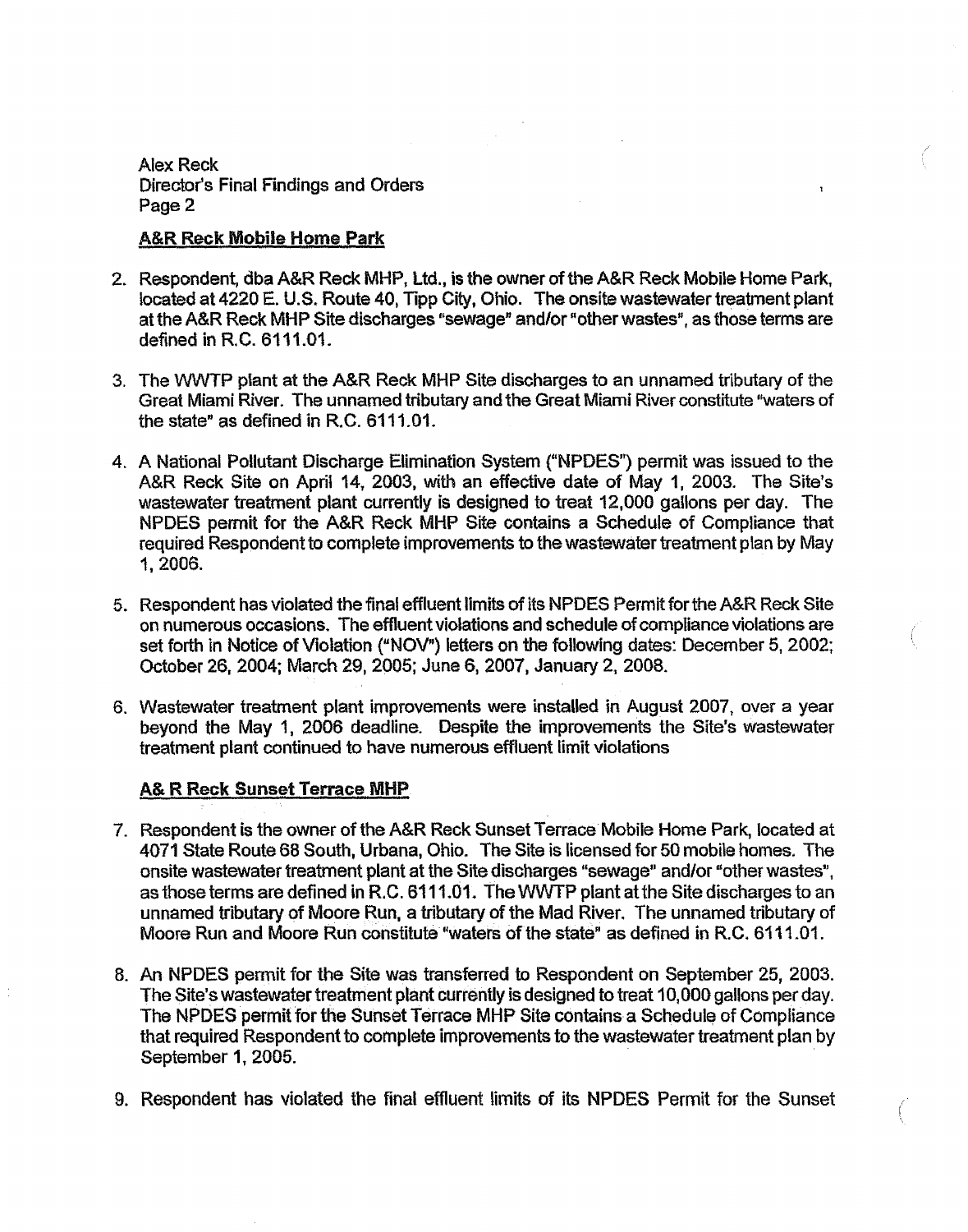**A&R Reck Mobile Home Park**

2. Respondent, dba A&R Reck MHP, Ltd., is the owner of the A&R Reck Mobile Home Park, located at 4220 E. U.S. Route 40, Tipp City, Ohio. The onsite wastewater treatment plant at the A&R Reck MHP Site discharges "sewage" and/or "other wastes", as those terms are defined in R.C. 6111.01.

3. The WWTP plant at the A&R Reck MHP Site discharges to an unnamed tributary of the Great Miami River. The unnamed tributary and the Great Miami River constitute "waters of the state" as defined in R.C. 6111.01.

4. A National Pollutant Discharge Elimination System ("NPDES") permit was issued to the A&R Reck Site on April 14, 2003, with an effective date of May 1, 2003. The Site's wastewater treatment plant currently is designed to treat 12,000 gallons per day. The NPDES permit for the A&R Reck MHP Site contains a Schedule of Compliance that required Respondent to complete improvements to the wastewater treatment plan by May 1, 2006.

5. Respondent has violated the final effluent limits of its NPDES Permit for the A&R Reck Site on numerous occasions. The effluent violations and schedule of compliance violations are set forth in Notice of Violation ("NOV") letters on the following dates: December 5, 2002; October 26, 2004; March 29, 2005; June 6, 2007, January 2, 2008.

6. Wastewater treatment plant improvements were installed in August 2007, over a year beyond the May 1, 2006 deadline. Despite the improvements the Site's wastewater treatment plant continued to have numerous effluent limit violations

**A& R Reck Sunset Terrace MHP**

7. Respondent is the owner of the A&R Reck Sunset Terrace Mobile Home Park, located at 4071 State Route 68 South, Urbana, Ohio. The Site is licensed for 50 mobile homes. The onsite wastewater treatment plant at the Site discharges "sewage" and/or "other wastes", as those terms are defined in R.C. 6111.01. The WWTP plant at the Site discharges to an unnamed tributary of Moore Run, a tributary of the Mad River. The unnamed tributary of Moore Run and Moore Run constitute "waters of the state" as defined in R.C. 6111.01.

8. An NPDES permit for the Site was transferred to Respondent on September 25, 2003. The Site's wastewater treatment plant currently is designed to treat 10,000 gallons per day. The NPDES permit for the Sunset Terrace MHP Site contains a Schedule of Compliance that required Respondent to complete improvements to the wastewater treatment plan by September 1, 2005.

9. Respondent has violated the final effluent limits of its NPDES Permit for the Sunset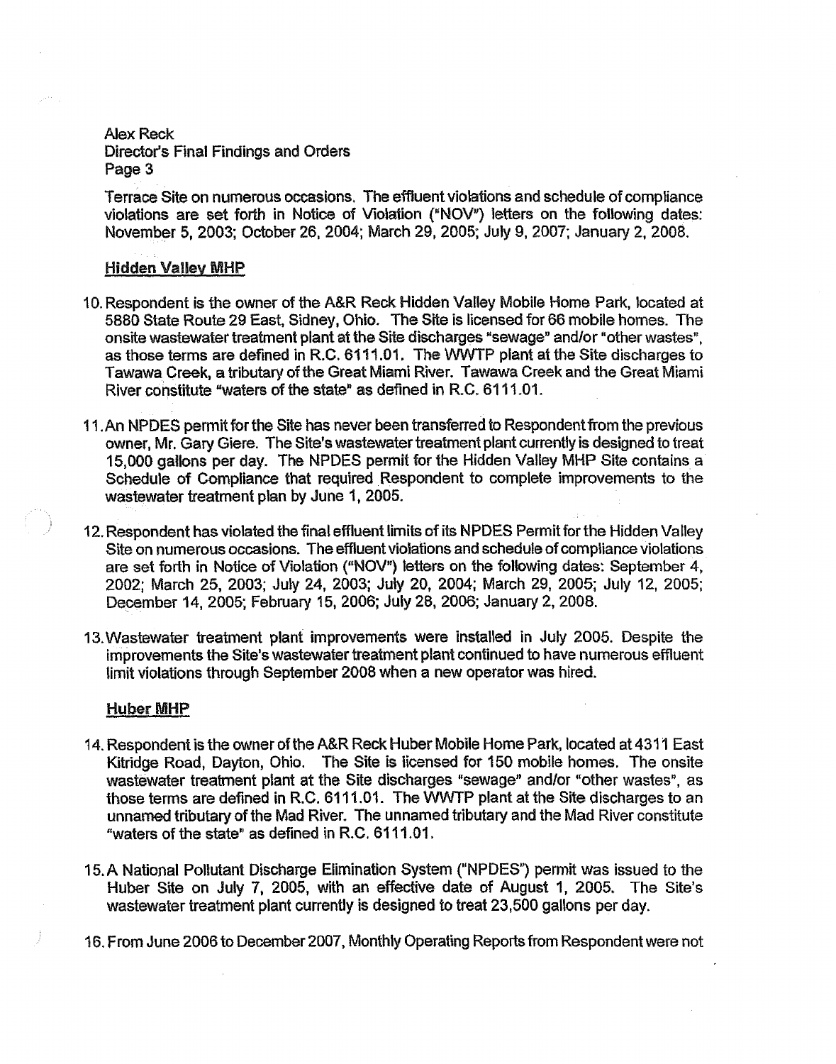Terrace Site on numerous occasions. The effluent violations and schedule of compliance violations are set forth in Notice of Violation ("NOV") letters on the following dates: November 5, 2003; October 26, 2004; March 29, 2005; July 9, 2007; January 2, 2008.

**Hidden Valley MHP**

10. Respondent is the owner of the A&R Reck Hidden Valley Mobile Home Park, located at 5880 State Route 29 East, Sidney, Ohio. The Site is licensed for 66 mobile homes. The onsite wastewater treatment plant at the Site discharges "sewage" and/or "other wastes", as those terms are defined in R.C. 6111.01. The WWTP plant at the Site discharges to Tawawa Creek, a tributary of the Great Miami River. Tawawa Creek and the Great Miami River constitute "waters of the state" as defined in R.C. 6111.01.

11. An NPDES permit for the Site has never been transferred to Respondent from the previous owner, Mr. Gary Giere. The Site's wastewater treatment plant currently is designed to treat 15,000 gallons per day. The NPDES permit for the Hidden Valley MHP Site contains a Schedule of Compliance that required Respondent to complete improvements to the wastewater treatment plan by June 1, 2005.

12. Respondent has violated the final effluent limits of its NPDES Permit for the Hidden Valley Site on numerous occasions. The effluent violations and schedule of compliance violations are set forth in Notice of Violation ("NOV") letters on the following dates: September 4, 2002; March 25, 2003; July 24, 2003; July 20, 2004; March 29, 2005; July 12, 2005; December 14, 2005; February 15, 2006; July 28, 2006; January 2, 2008.

13. Wastewater treatment plant improvements were installed in July 2005. Despite the improvements the Site's wastewater treatment plant continued to have numerous effluent limit violations through September 2008 when a new operator was hired.

**Huber MHP**

14. Respondent is the owner of the A&R Reck Huber Mobile Home Park, located at 4311 East Kitridge Road, Dayton, Ohio. The Site is licensed for 150 mobile homes. The onsite wastewater treatment plant at the Site discharges "sewage" and/or "other wastes", as those terms are defined in R.C. 6111.01. The WWTP plant at the Site discharges to an unnamed tributary of the Mad River. The unnamed tributary and the Mad River constitute "waters of the state" as defined in R.C. 6111.01.

15. A National Pollutant Discharge Elimination System ("NPDES") permit was issued to the Huber Site on July 7, 2005, with an effective date of August 1, 2005. The Site's wastewater treatment plant currently is designed to treat 23,500 gallons per day.

16. From June 2006 to December 2007, Monthly Operating Reports from Respondent were not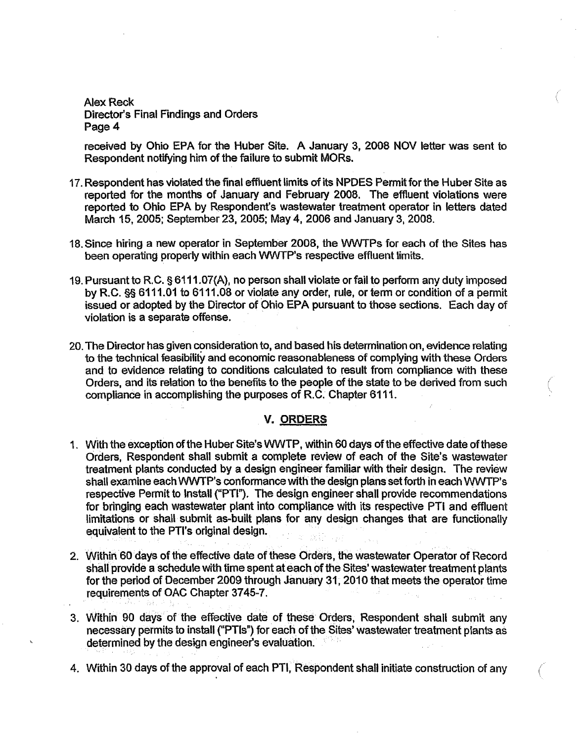received by Ohio EPA for the Huber Site. A January 3, 2008 NOV letter was sent to Respondent notifying him of the failure to submit MORs.

17. Respondent has violated the final effluent limits of its NPDES Permit for the Huber Site as reported for the months of January and February 2008. The effluent violations were reported to Ohio EPA by Respondent's wastewater treatment operator in letters dated March 15, 2005; September 23, 2005; May 4, 2006 and January 3, 2008.

18. Since hiring a new operator in September 2008, the WWTPs for each of the Sites has been operating properly within each WWTP's respective effluent limits.

19. Pursuant to R.C. § 6111.07(A), no person shall violate or fail to perform any duty imposed by R.C. §§ 6111.01 to 6111.08 or violate any order, rule, or term or condition of a permit issued or adopted by the Director of Ohio EPA pursuant to those sections. Each day of violation is a separate offense.

20. The Director has given consideration to, and based his determination on, evidence relating to the technical feasibility and economic reasonableness of complying with these Orders and to evidence relating to conditions calculated to result from compliance with these Orders, and its relation to the benefits to the people of the state to be derived from such compliance in accomplishing the purposes of R.C. Chapter 6111.

## V. ORDERS

1. With the exception of the Huber Site's WWTP, within 60 days of the effective date of these Orders, Respondent shall submit a complete review of each of the Site's wastewater treatment plants conducted by a design engineer familiar with their design. The review shall examine each WWTP's conformance with the design plans set forth in each WWTP's respective Permit to Install ("PTI"). The design engineer shall provide recommendations for bringing each wastewater plant into compliance with its respective PTI and effluent limitations or shall submit as-built plans for any design changes that are functionally equivalent to the PTI's original design.

2. Within 60 days of the effective date of these Orders, the wastewater Operator of Record shall provide a schedule with time spent at each of the Sites' wastewater treatment plants for the period of December 2009 through January 31, 2010 that meets the operator time requirements of OAC Chapter 3745-7.

3. Within 90 days of the effective date of these Orders, Respondent shall submit any necessary permits to install ("PTIs") for each of the Sites' wastewater treatment plants as determined by the design engineer's evaluation.

4. Within 30 days of the approval of each PTI, Respondent shall initiate construction of any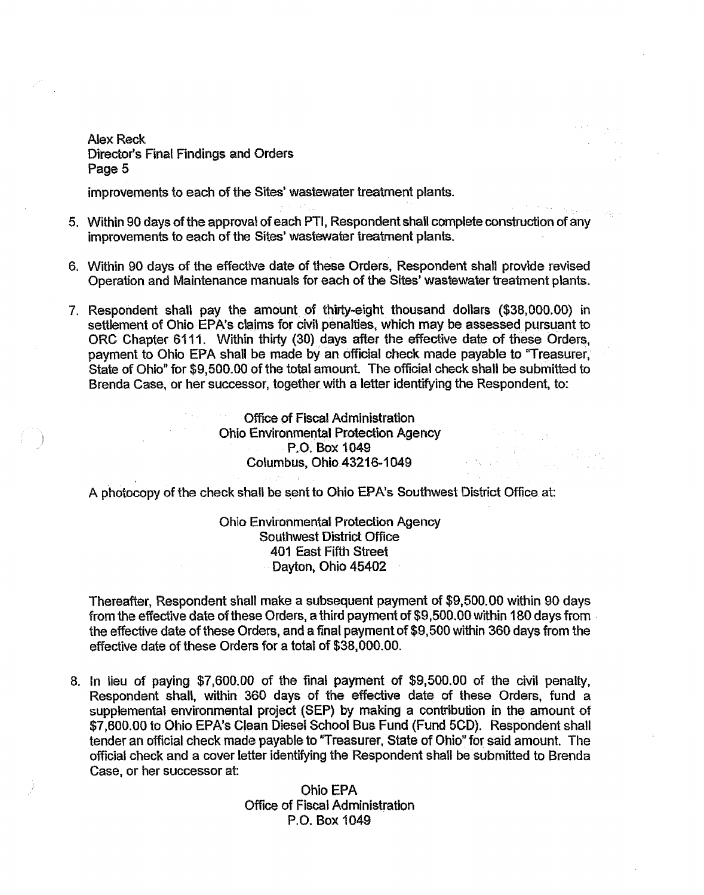improvements to each of the Sites' wastewater treatment plants.

5. Within 90 days of the approval of each PTI, Respondent shall complete construction of any improvements to each of the Sites' wastewater treatment plants.

6. Within 90 days of the effective date of these Orders, Respondent shall provide revised Operation and Maintenance manuals for each of the Sites' wastewater treatment plants.

7. Respondent shall pay the amount of thirty-eight thousand dollars ($38,000.00) in settlement of Ohio EPA's claims for civil penalties, which may be assessed pursuant to ORC Chapter 6111. Within thirty (30) days after the effective date of these Orders, payment to Ohio EPA shall be made by an official check made payable to "Treasurer, State of Ohio" for $9,500.00 of the total amount. The official check shall be submitted to Brenda Case, or her successor, together with a letter identifying the Respondent, to:

   Office of Fiscal Administration
   Ohio Environmental Protection Agency
   P.O. Box 1049
   Columbus, Ohio 43216-1049

   A photocopy of the check shall be sent to Ohio EPA's Southwest District Office at:

   Ohio Environmental Protection Agency
   Southwest District Office
   401 East Fifth Street
   Dayton, Ohio 45402

   Thereafter, Respondent shall make a subsequent payment of $9,500.00 within 90 days from the effective date of these Orders, a third payment of $9,500.00 within 180 days from the effective date of these Orders, and a final payment of $9,500 within 360 days from the effective date of these Orders for a total of $38,000.00.

8. In lieu of paying $7,600.00 of the final payment of $9,500.00 of the civil penalty, Respondent shall, within 360 days of the effective date of these Orders, fund a supplemental environmental project (SEP) by making a contribution in the amount of $7,600.00 to Ohio EPA's Clean Diesel School Bus Fund (Fund 5CD). Respondent shall tender an official check made payable to "Treasurer, State of Ohio" for said amount. The official check and a cover letter identifying the Respondent shall be submitted to Brenda Case, or her successor at:

   Ohio EPA
   Office of Fiscal Administration
   P.O. Box 1049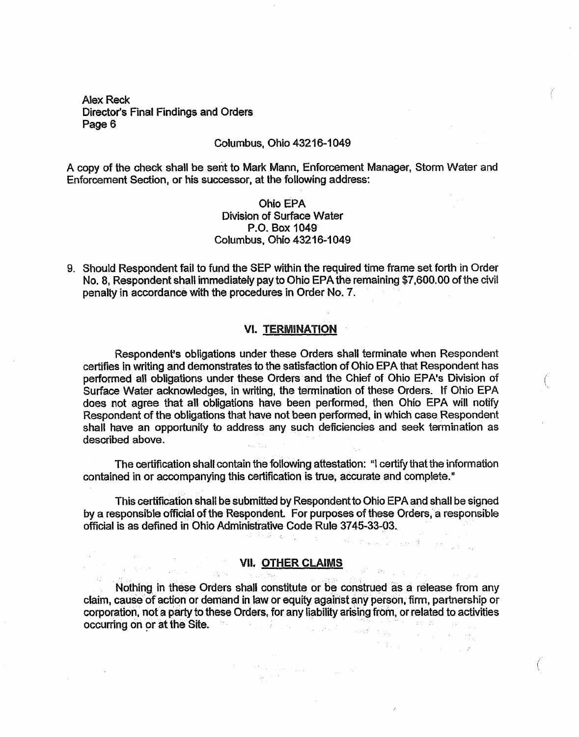Columbus, Ohio 43216-1049

A copy of the check shall be sent to Mark Mann, Enforcement Manager, Storm Water and Enforcement Section, or his successor, at the following address:

Ohio EPA
Division of Surface Water
P.O. Box 1049
Columbus, Ohio 43216-1049

9. Should Respondent fail to fund the SEP within the required time frame set forth in Order No. 8, Respondent shall immediately pay to Ohio EPA the remaining $7,600.00 of the civil penalty in accordance with the procedures in Order No. 7.

## VI. TERMINATION

Respondent's obligations under these Orders shall terminate when Respondent certifies in writing and demonstrates to the satisfaction of Ohio EPA that Respondent has performed all obligations under these Orders and the Chief of Ohio EPA's Division of Surface Water acknowledges, in writing, the termination of these Orders. If Ohio EPA does not agree that all obligations have been performed, then Ohio EPA will notify Respondent of the obligations that have not been performed, in which case Respondent shall have an opportunity to address any such deficiencies and seek termination as described above.

The certification shall contain the following attestation: "I certify that the information contained in or accompanying this certification is true, accurate and complete."

This certification shall be submitted by Respondent to Ohio EPA and shall be signed by a responsible official of the Respondent. For purposes of these Orders, a responsible official is as defined in Ohio Administrative Code Rule 3745-33-03.

## VII. OTHER CLAIMS

Nothing in these Orders shall constitute or be construed as a release from any claim, cause of action or demand in law or equity against any person, firm, partnership or corporation, not a party to these Orders, for any liability arising from, or related to activities occurring on or at the Site.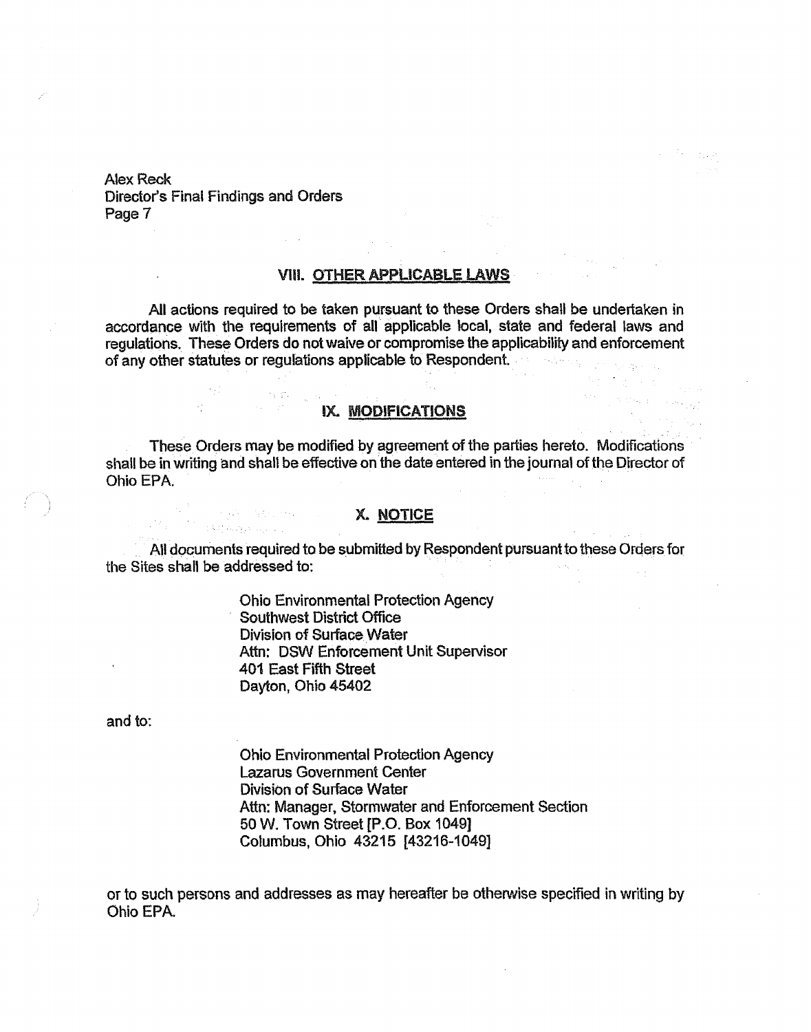## VIII. OTHER APPLICABLE LAWS

All actions required to be taken pursuant to these Orders shall be undertaken in accordance with the requirements of all applicable local, state and federal laws and regulations. These Orders do not waive or compromise the applicability and enforcement of any other statutes or regulations applicable to Respondent.

## IX. MODIFICATIONS

These Orders may be modified by agreement of the parties hereto. Modifications shall be in writing and shall be effective on the date entered in the journal of the Director of Ohio EPA.

## X. NOTICE

All documents required to be submitted by Respondent pursuant to these Orders for the Sites shall be addressed to:

Ohio Environmental Protection Agency
Southwest District Office
Division of Surface Water
Attn: DSW Enforcement Unit Supervisor
401 East Fifth Street
Dayton, Ohio 45402

and to:

Ohio Environmental Protection Agency
Lazarus Government Center
Division of Surface Water
Attn: Manager, Stormwater and Enforcement Section
50 W. Town Street [P.O. Box 1049]
Columbus, Ohio 43215 [43216-1049]

or to such persons and addresses as may hereafter be otherwise specified in writing by Ohio EPA.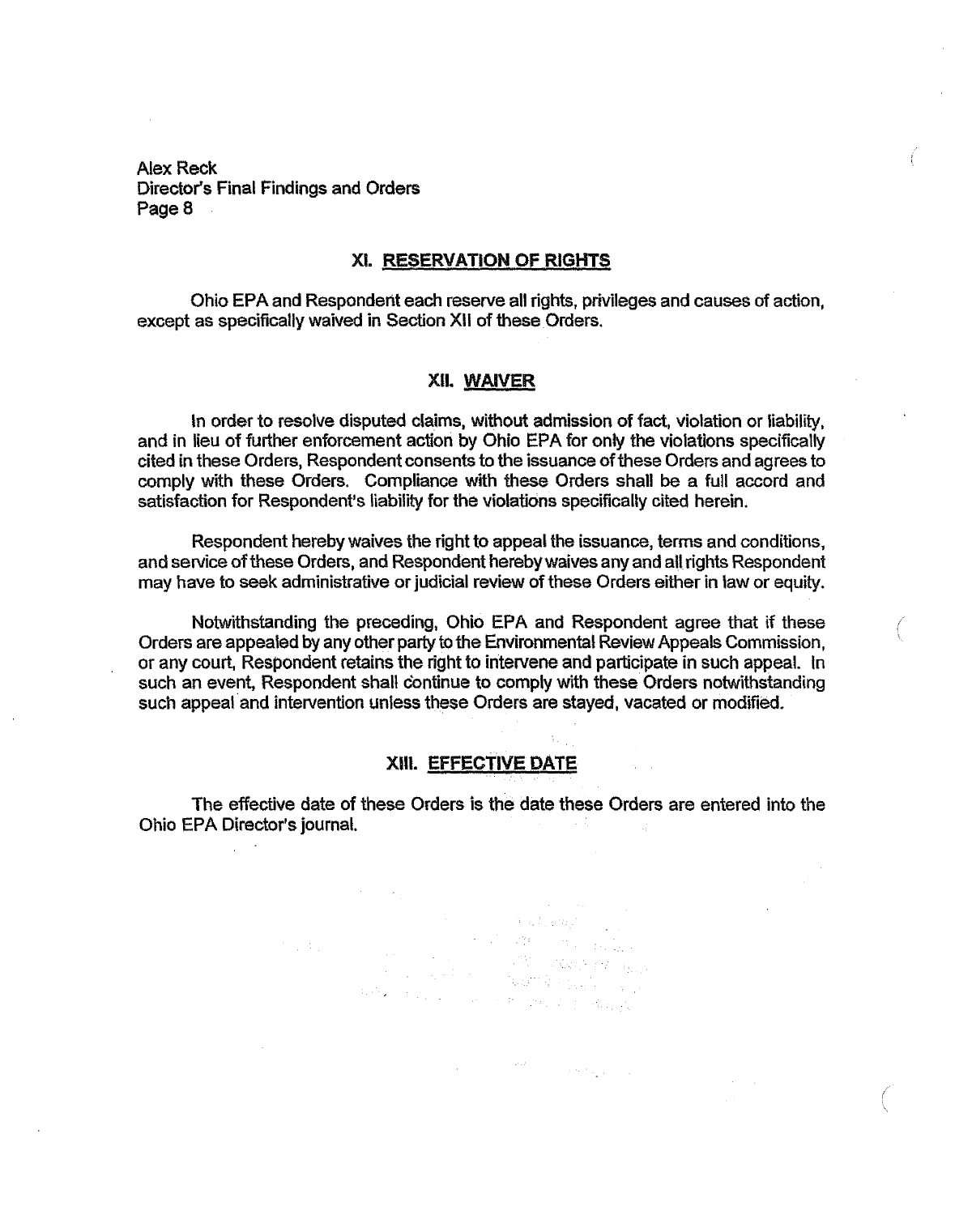## XI. RESERVATION OF RIGHTS

Ohio EPA and Respondent each reserve all rights, privileges and causes of action, except as specifically waived in Section XII of these Orders.

## XII. WAIVER

In order to resolve disputed claims, without admission of fact, violation or liability, and in lieu of further enforcement action by Ohio EPA for only the violations specifically cited in these Orders, Respondent consents to the issuance of these Orders and agrees to comply with these Orders. Compliance with these Orders shall be a full accord and satisfaction for Respondent's liability for the violations specifically cited herein.

Respondent hereby waives the right to appeal the issuance, terms and conditions, and service of these Orders, and Respondent hereby waives any and all rights Respondent may have to seek administrative or judicial review of these Orders either in law or equity.

Notwithstanding the preceding, Ohio EPA and Respondent agree that if these Orders are appealed by any other party to the Environmental Review Appeals Commission, or any court, Respondent retains the right to intervene and participate in such appeal. In such an event, Respondent shall continue to comply with these Orders notwithstanding such appeal and intervention unless these Orders are stayed, vacated or modified.

## XIII. EFFECTIVE DATE

The effective date of these Orders is the date these Orders are entered into the Ohio EPA Director's journal.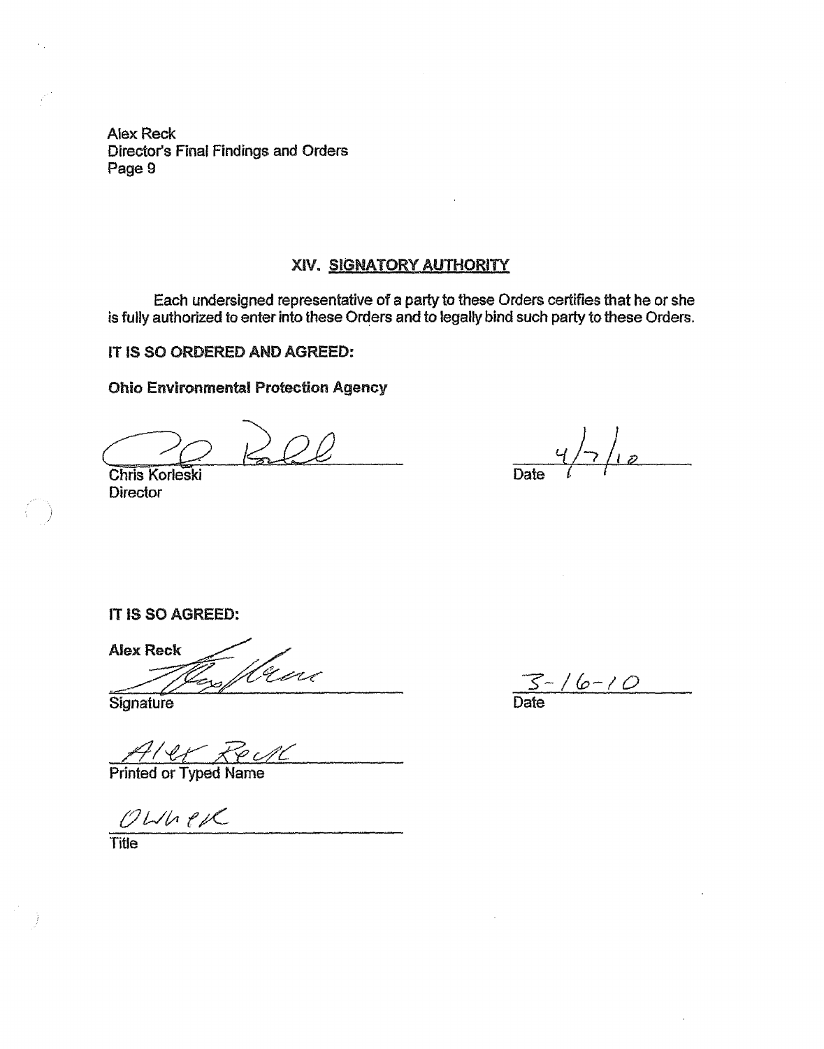## XIV. SIGNATORY AUTHORITY

Each undersigned representative of a party to these Orders certifies that he or she is fully authorized to enter into these Orders and to legally bind such party to these Orders.

**IT IS SO ORDERED AND AGREED:**

**Ohio Environmental Protection Agency**

Chris Korleski
Director

Date 4/7/10

**IT IS SO AGREED:**

**Alex Reck**

Signature

Date 3-16-10

Alex Reck
Printed or Typed Name

Owner
Title